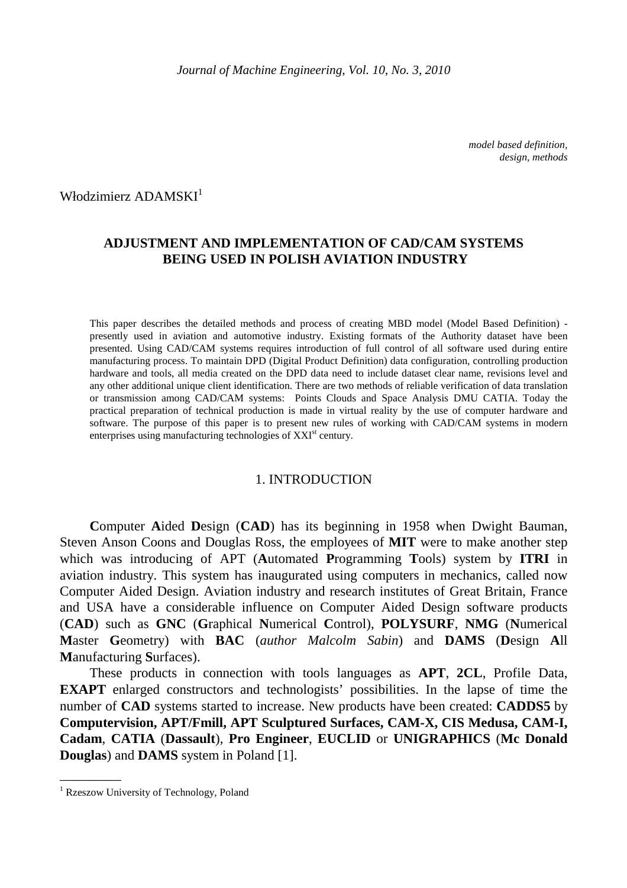*model based definition,*
*design, methods*

Włodzimierz ADAMSKI[1]

# ADJUSTMENT AND IMPLEMENTATION OF CAD/CAM SYSTEMS BEING USED IN POLISH AVIATION INDUSTRY

This paper describes the detailed methods and process of creating MBD model (Model Based Definition) - presently used in aviation and automotive industry. Existing formats of the Authority dataset have been presented. Using CAD/CAM systems requires introduction of full control of all software used during entire manufacturing process. To maintain DPD (Digital Product Definition) data configuration, controlling production hardware and tools, all media created on the DPD data need to include dataset clear name, revisions level and any other additional unique client identification. There are two methods of reliable verification of data translation or transmission among CAD/CAM systems: Points Clouds and Space Analysis DMU CATIA. Today the practical preparation of technical production is made in virtual reality by the use of computer hardware and software. The purpose of this paper is to present new rules of working with CAD/CAM systems in modern enterprises using manufacturing technologies of XXI[st] century.

## 1. INTRODUCTION

**C**omputer **A**ided **D**esign (**CAD**) has its beginning in 1958 when Dwight Bauman, Steven Anson Coons and Douglas Ross, the employees of **MIT** were to make another step which was introducing of APT (**A**utomated **P**rogramming **T**ools) system by **ITRI** in aviation industry. This system has inaugurated using computers in mechanics, called now Computer Aided Design. Aviation industry and research institutes of Great Britain, France and USA have a considerable influence on Computer Aided Design software products (**CAD**) such as **GNC** (**G**raphical **N**umerical **C**ontrol), **POLYSURF**, **NMG** (**N**umerical **M**aster **G**eometry) with **BAC** (*author Malcolm Sabin*) and **DAMS** (**D**esign **A**ll **M**anufacturing **S**urfaces).

These products in connection with tools languages as **APT**, **2CL**, Profile Data, **EXAPT** enlarged constructors and technologists' possibilities. In the lapse of time the number of **CAD** systems started to increase. New products have been created: **CADDS5** by **Computervision, APT/Fmill, APT Sculptured Surfaces, CAM-X, CIS Medusa, CAM-I, Cadam**, **CATIA** (**Dassault**), **Pro Engineer**, **EUCLID** or **UNIGRAPHICS** (**Mc Donald Douglas**) and **DAMS** system in Poland [1].

---

[1] Rzeszow University of Technology, Poland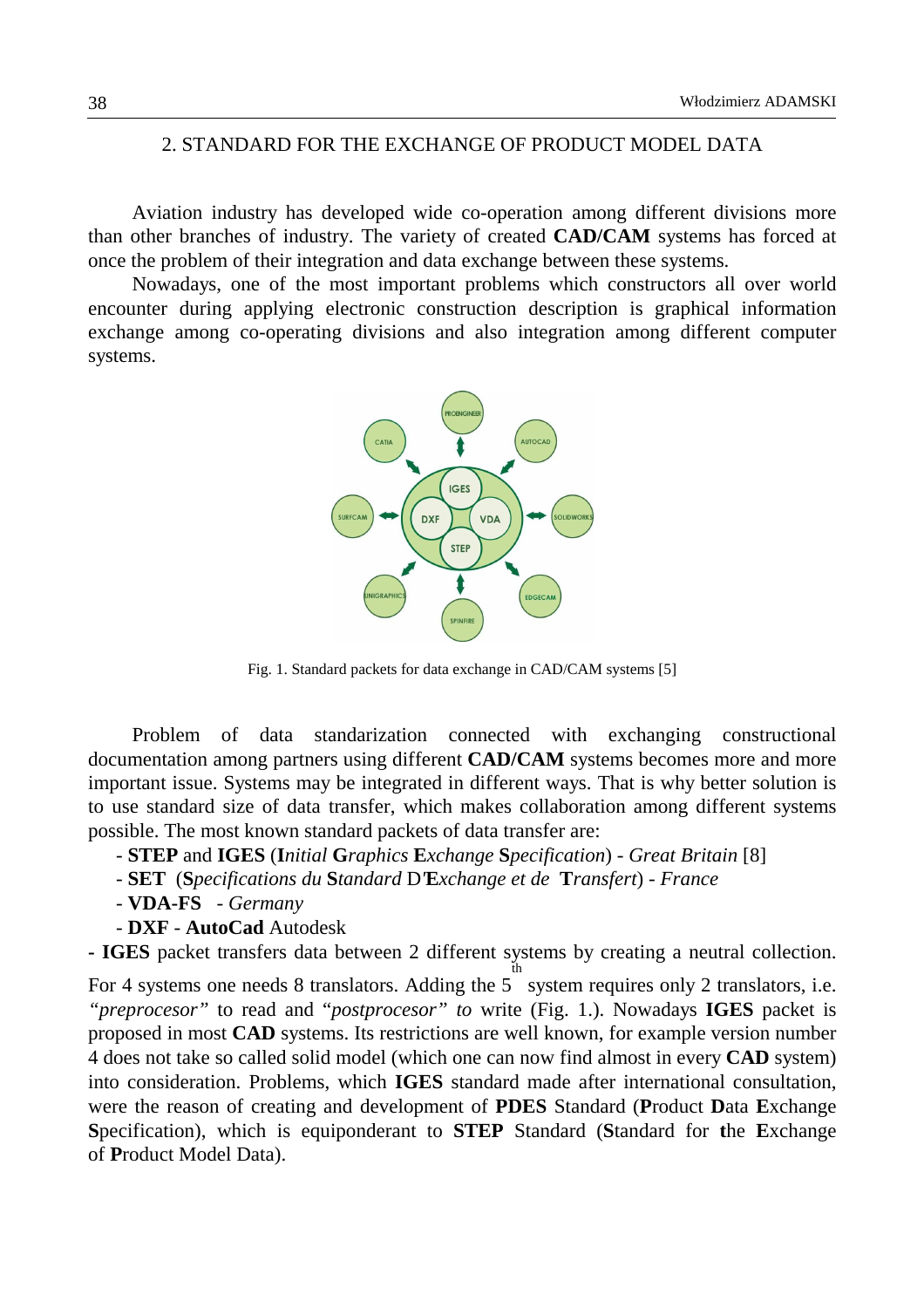## 2. STANDARD FOR THE EXCHANGE OF PRODUCT MODEL DATA

Aviation industry has developed wide co-operation among different divisions more than other branches of industry. The variety of created **CAD/CAM** systems has forced at once the problem of their integration and data exchange between these systems.

Nowadays, one of the most important problems which constructors all over world encounter during applying electronic construction description is graphical information exchange among co-operating divisions and also integration among different computer systems.

Fig. 1. Standard packets for data exchange in CAD/CAM systems [5]

Problem of data standarization connected with exchanging constructional documentation among partners using different **CAD/CAM** systems becomes more and more important issue. Systems may be integrated in different ways. That is why better solution is to use standard size of data transfer, which makes collaboration among different systems possible. The most known standard packets of data transfer are:

- **STEP** and **IGES** (**I***nitial* **G***raphics* **E***xchange* **S***pecification*) - *Great Britain* [8]
- **SET** (**S***pecifications du* **S***tandard* D'**E***xchange et de* **T***ransfert*) - *France*
- **VDA-FS** - *Germany*
- **DXF** - **AutoCad** Autodesk

**- IGES** packet transfers data between 2 different systems by creating a neutral collection. For 4 systems one needs 8 translators. Adding the 5th system requires only 2 translators, i.e. *"preprocesor"* to read and *"postprocesor" to* write (Fig. 1.). Nowadays **IGES** packet is proposed in most **CAD** systems. Its restrictions are well known, for example version number 4 does not take so called solid model (which one can now find almost in every **CAD** system) into consideration. Problems, which **IGES** standard made after international consultation, were the reason of creating and development of **PDES** Standard (**P**roduct **D**ata **E**xchange **S**pecification), which is equiponderant to **STEP** Standard (**S**tandard for **t**he **E**xchange of **P**roduct Model Data).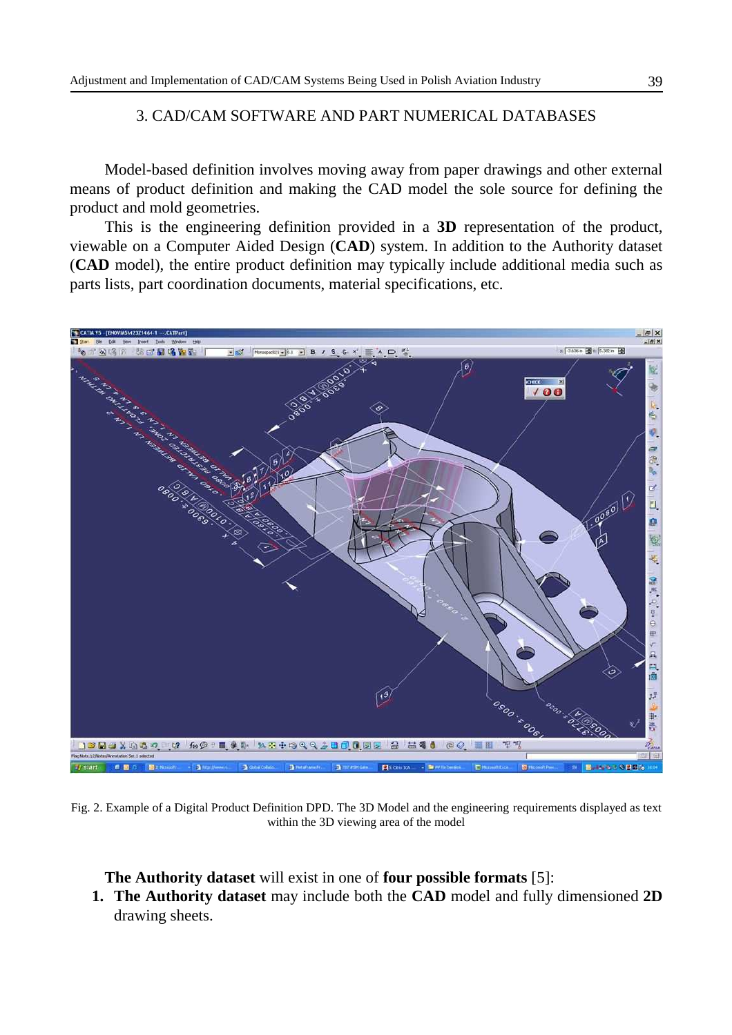## 3. CAD/CAM SOFTWARE AND PART NUMERICAL DATABASES

Model-based definition involves moving away from paper drawings and other external means of product definition and making the CAD model the sole source for defining the product and mold geometries.

This is the engineering definition provided in a **3D** representation of the product, viewable on a Computer Aided Design (**CAD**) system. In addition to the Authority dataset (**CAD** model), the entire product definition may typically include additional media such as parts lists, part coordination documents, material specifications, etc.

Fig. 2. Example of a Digital Product Definition DPD. The 3D Model and the engineering requirements displayed as text within the 3D viewing area of the model

**The Authority dataset** will exist in one of **four possible formats** [5]:

1. **The Authority dataset** may include both the **CAD** model and fully dimensioned **2D** drawing sheets.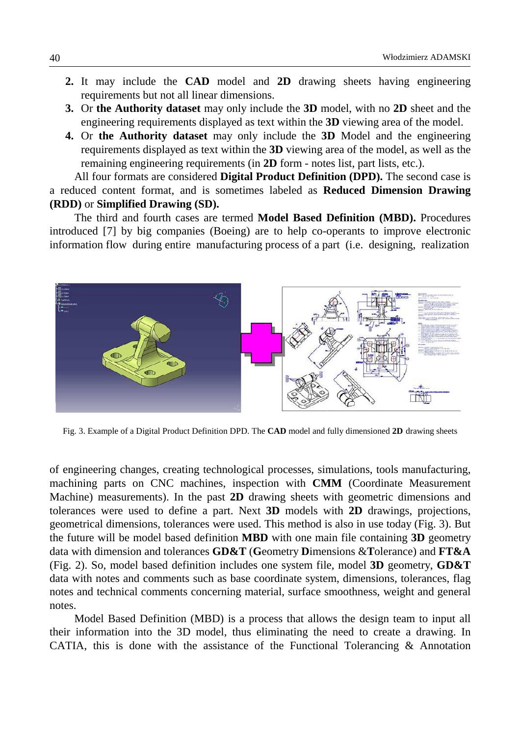2. It may include the **CAD** model and **2D** drawing sheets having engineering requirements but not all linear dimensions.
3. Or **the Authority dataset** may only include the **3D** model, with no **2D** sheet and the engineering requirements displayed as text within the **3D** viewing area of the model.
4. Or **the Authority dataset** may only include the **3D** Model and the engineering requirements displayed as text within the **3D** viewing area of the model, as well as the remaining engineering requirements (in **2D** form - notes list, part lists, etc.).

All four formats are considered **Digital Product Definition (DPD).** The second case is a reduced content format, and is sometimes labeled as **Reduced Dimension Drawing (RDD)** or **Simplified Drawing (SD).**

The third and fourth cases are termed **Model Based Definition (MBD).** Procedures introduced [7] by big companies (Boeing) are to help co-operants to improve electronic information flow during entire manufacturing process of a part (i.e. designing, realization

Fig. 3. Example of a Digital Product Definition DPD. The **CAD** model and fully dimensioned **2D** drawing sheets

of engineering changes, creating technological processes, simulations, tools manufacturing, machining parts on CNC machines, inspection with **CMM** (Coordinate Measurement Machine) measurements). In the past **2D** drawing sheets with geometric dimensions and tolerances were used to define a part. Next **3D** models with **2D** drawings, projections, geometrical dimensions, tolerances were used. This method is also in use today (Fig. 3). But the future will be model based definition **MBD** with one main file containing **3D** geometry data with dimension and tolerances **GD&T** (**G**eometry **D**imensions &**T**olerance) and **FT&A** (Fig. 2). So, model based definition includes one system file, model **3D** geometry, **GD&T** data with notes and comments such as base coordinate system, dimensions, tolerances, flag notes and technical comments concerning material, surface smoothness, weight and general notes.

Model Based Definition (MBD) is a process that allows the design team to input all their information into the 3D model, thus eliminating the need to create a drawing. In CATIA, this is done with the assistance of the Functional Tolerancing & Annotation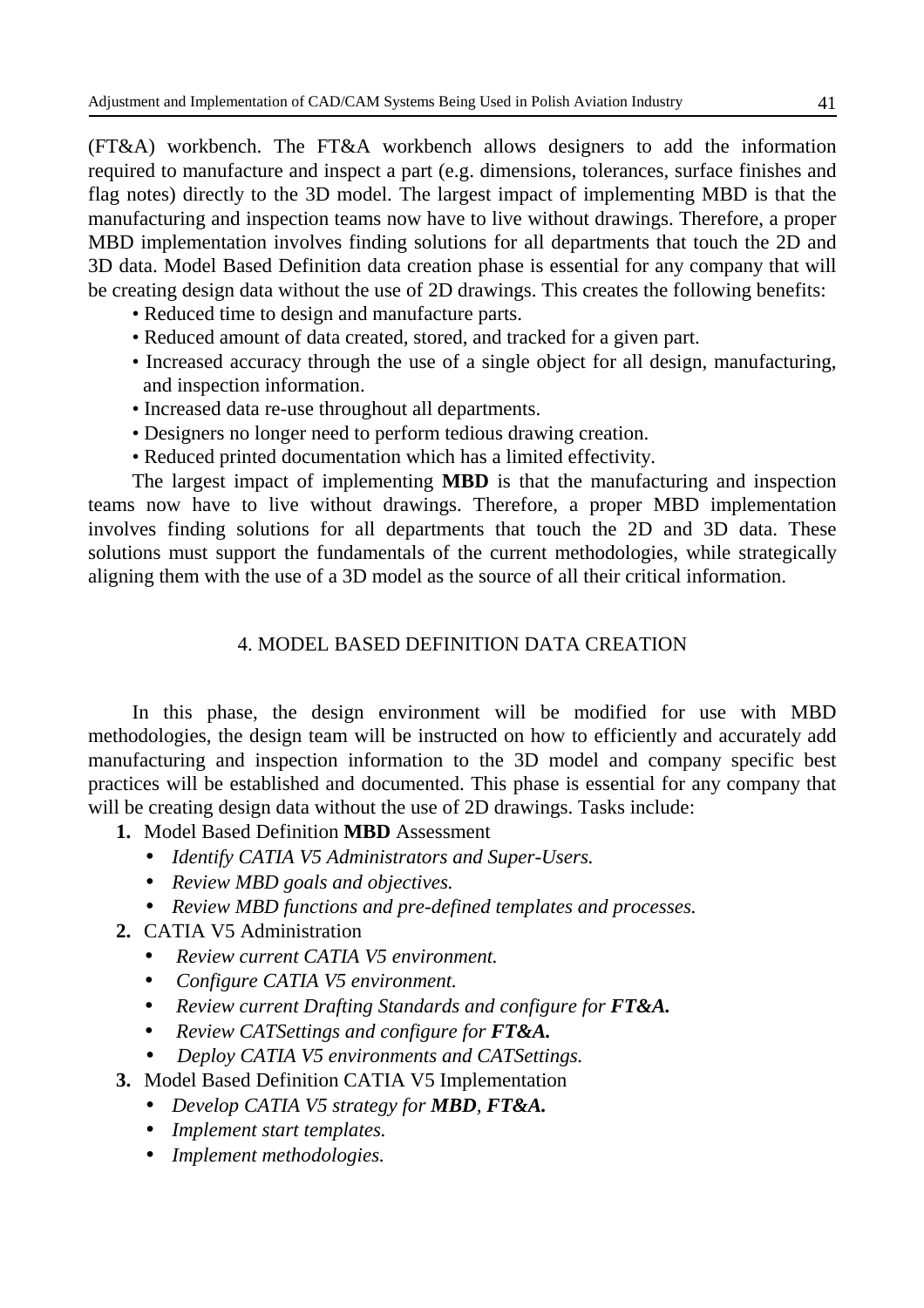(FT&A) workbench. The FT&A workbench allows designers to add the information required to manufacture and inspect a part (e.g. dimensions, tolerances, surface finishes and flag notes) directly to the 3D model. The largest impact of implementing MBD is that the manufacturing and inspection teams now have to live without drawings. Therefore, a proper MBD implementation involves finding solutions for all departments that touch the 2D and 3D data. Model Based Definition data creation phase is essential for any company that will be creating design data without the use of 2D drawings. This creates the following benefits:

- Reduced time to design and manufacture parts.
- Reduced amount of data created, stored, and tracked for a given part.
- Increased accuracy through the use of a single object for all design, manufacturing, and inspection information.
- Increased data re-use throughout all departments.
- Designers no longer need to perform tedious drawing creation.
- Reduced printed documentation which has a limited effectivity.

The largest impact of implementing **MBD** is that the manufacturing and inspection teams now have to live without drawings. Therefore, a proper MBD implementation involves finding solutions for all departments that touch the 2D and 3D data. These solutions must support the fundamentals of the current methodologies, while strategically aligning them with the use of a 3D model as the source of all their critical information.

## 4. MODEL BASED DEFINITION DATA CREATION

In this phase, the design environment will be modified for use with MBD methodologies, the design team will be instructed on how to efficiently and accurately add manufacturing and inspection information to the 3D model and company specific best practices will be established and documented. This phase is essential for any company that will be creating design data without the use of 2D drawings. Tasks include:

1. Model Based Definition **MBD** Assessment
   - *Identify CATIA V5 Administrators and Super-Users.*
   - *Review MBD goals and objectives.*
   - *Review MBD functions and pre-defined templates and processes.*
2. CATIA V5 Administration
   - *Review current CATIA V5 environment.*
   - *Configure CATIA V5 environment.*
   - *Review current Drafting Standards and configure for* ***FT&A.***
   - *Review CATSettings and configure for* ***FT&A.***
   - *Deploy CATIA V5 environments and CATSettings.*
3. Model Based Definition CATIA V5 Implementation
   - *Develop CATIA V5 strategy for* ***MBD***, ***FT&A.***
   - *Implement start templates.*
   - *Implement methodologies.*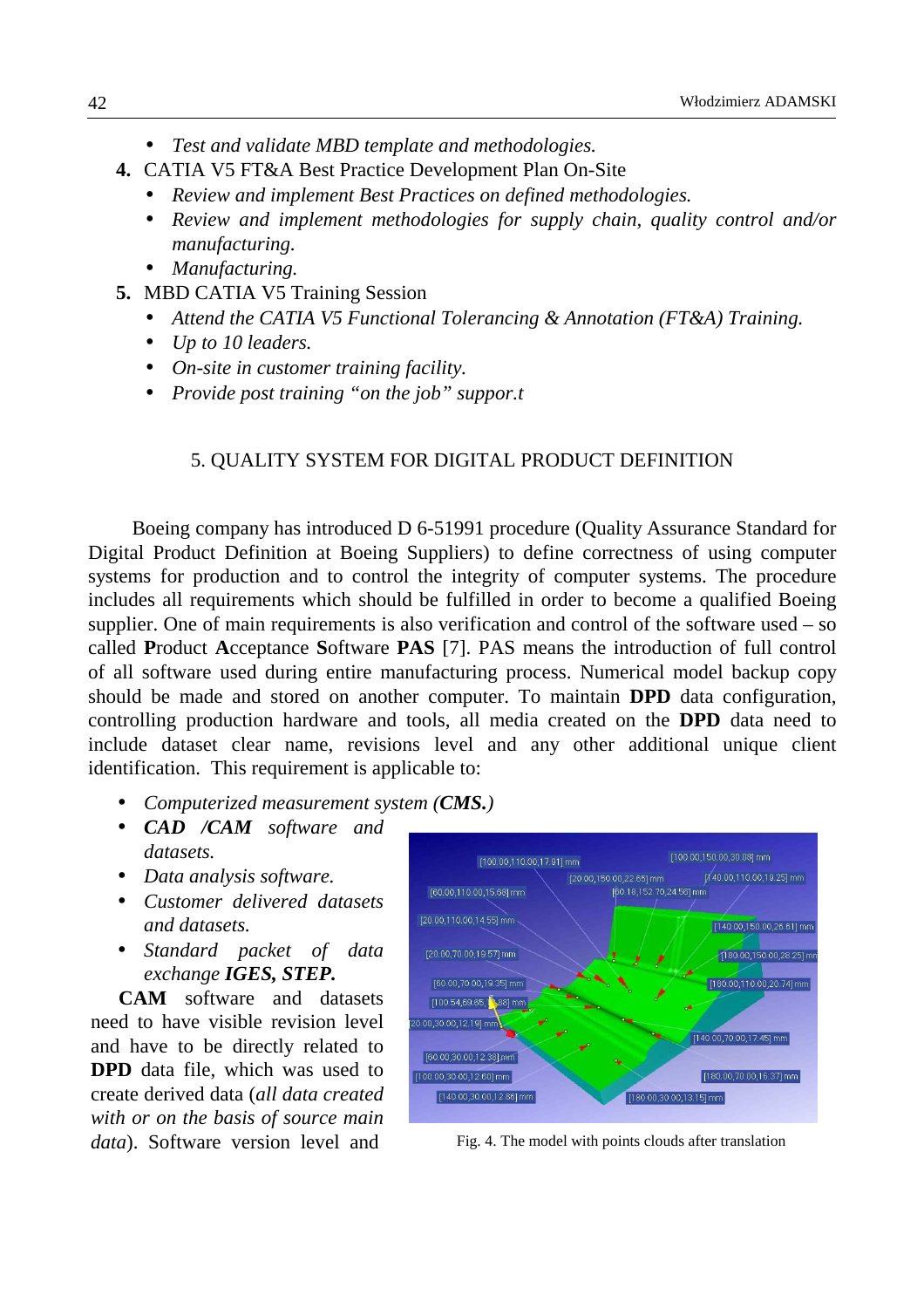- *Test and validate MBD template and methodologies.*

4. CATIA V5 FT&A Best Practice Development Plan On-Site
   - *Review and implement Best Practices on defined methodologies.*
   - *Review and implement methodologies for supply chain, quality control and/or manufacturing.*
   - *Manufacturing.*
5. MBD CATIA V5 Training Session
   - *Attend the CATIA V5 Functional Tolerancing & Annotation (FT&A) Training.*
   - *Up to 10 leaders.*
   - *On-site in customer training facility.*
   - *Provide post training "on the job" suppor.t*

## 5. QUALITY SYSTEM FOR DIGITAL PRODUCT DEFINITION

Boeing company has introduced D 6-51991 procedure (Quality Assurance Standard for Digital Product Definition at Boeing Suppliers) to define correctness of using computer systems for production and to control the integrity of computer systems. The procedure includes all requirements which should be fulfilled in order to become a qualified Boeing supplier. One of main requirements is also verification and control of the software used – so called **P**roduct **A**cceptance **S**oftware **PAS** [7]. PAS means the introduction of full control of all software used during entire manufacturing process. Numerical model backup copy should be made and stored on another computer. To maintain **DPD** data configuration, controlling production hardware and tools, all media created on the **DPD** data need to include dataset clear name, revisions level and any other additional unique client identification. This requirement is applicable to:

- *Computerized measurement system (**CMS.**)*
- ***CAD /CAM** software and datasets.*
- *Data analysis software.*
- *Customer delivered datasets and datasets.*
- *Standard packet of data exchange **IGES, STEP.***

**CAM** software and datasets need to have visible revision level and have to be directly related to **DPD** data file, which was used to create derived data (*all data created with or on the basis of source main data*). Software version level and

Fig. 4. The model with points clouds after translation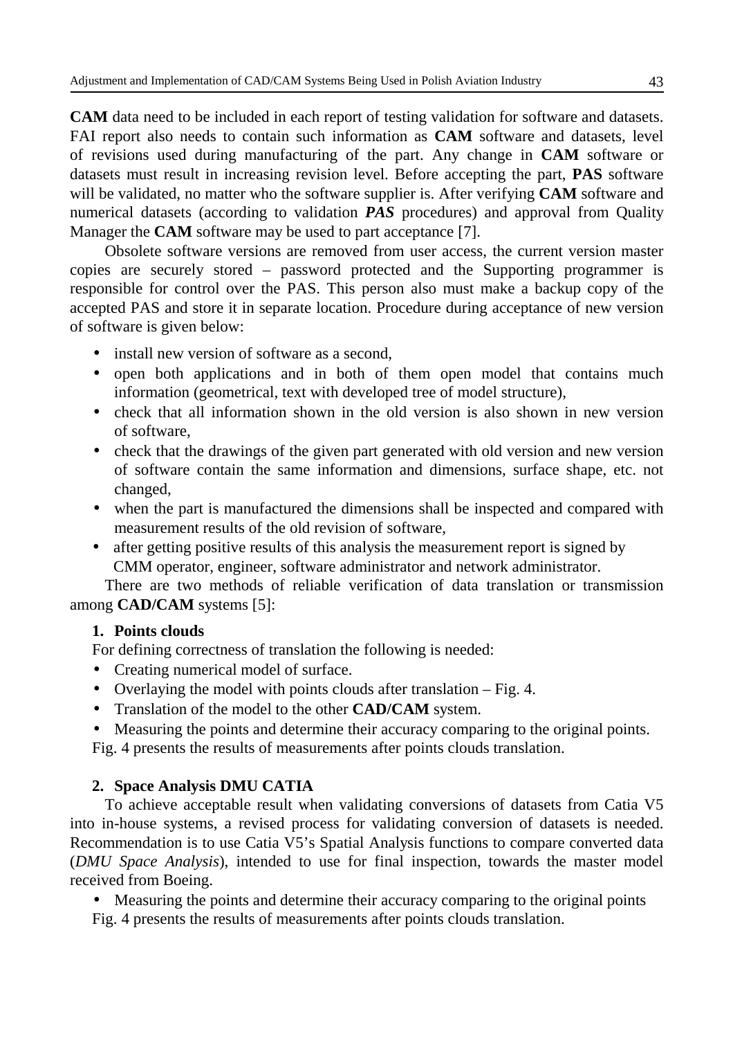**CAM** data need to be included in each report of testing validation for software and datasets. FAI report also needs to contain such information as **CAM** software and datasets, level of revisions used during manufacturing of the part. Any change in **CAM** software or datasets must result in increasing revision level. Before accepting the part, **PAS** software will be validated, no matter who the software supplier is. After verifying **CAM** software and numerical datasets (according to validation ***PAS*** procedures) and approval from Quality Manager the **CAM** software may be used to part acceptance [7].

Obsolete software versions are removed from user access, the current version master copies are securely stored – password protected and the Supporting programmer is responsible for control over the PAS. This person also must make a backup copy of the accepted PAS and store it in separate location. Procedure during acceptance of new version of software is given below:

- install new version of software as a second,
- open both applications and in both of them open model that contains much information (geometrical, text with developed tree of model structure),
- check that all information shown in the old version is also shown in new version of software,
- check that the drawings of the given part generated with old version and new version of software contain the same information and dimensions, surface shape, etc. not changed,
- when the part is manufactured the dimensions shall be inspected and compared with measurement results of the old revision of software,
- after getting positive results of this analysis the measurement report is signed by CMM operator, engineer, software administrator and network administrator.

There are two methods of reliable verification of data translation or transmission among **CAD/CAM** systems [5]:

1. **Points clouds**

For defining correctness of translation the following is needed:

- Creating numerical model of surface.
- Overlaying the model with points clouds after translation – Fig. 4.
- Translation of the model to the other **CAD/CAM** system.
- Measuring the points and determine their accuracy comparing to the original points.

Fig. 4 presents the results of measurements after points clouds translation.

2. **Space Analysis DMU CATIA**

To achieve acceptable result when validating conversions of datasets from Catia V5 into in-house systems, a revised process for validating conversion of datasets is needed. Recommendation is to use Catia V5's Spatial Analysis functions to compare converted data (*DMU Space Analysis*), intended to use for final inspection, towards the master model received from Boeing.

- Measuring the points and determine their accuracy comparing to the original points

Fig. 4 presents the results of measurements after points clouds translation.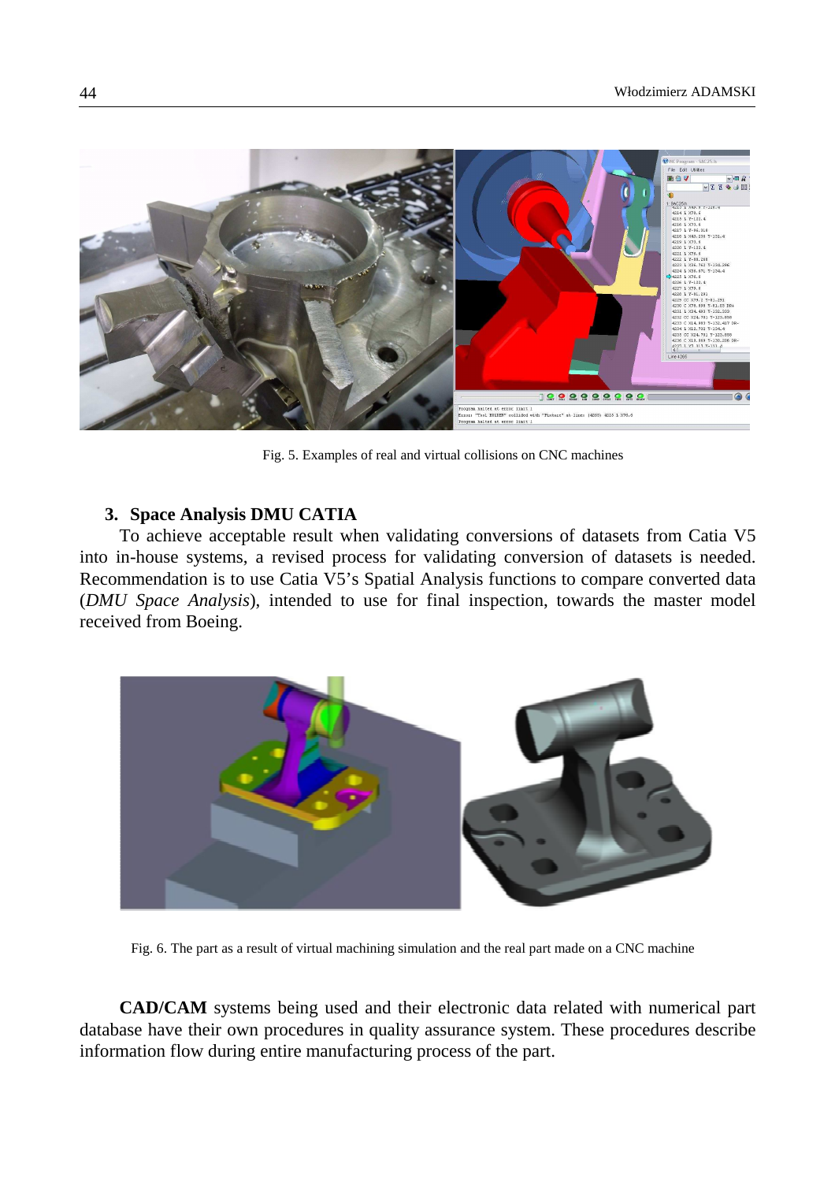Fig. 5. Examples of real and virtual collisions on CNC machines

## 3. Space Analysis DMU CATIA

To achieve acceptable result when validating conversions of datasets from Catia V5 into in-house systems, a revised process for validating conversion of datasets is needed. Recommendation is to use Catia V5's Spatial Analysis functions to compare converted data (*DMU Space Analysis*), intended to use for final inspection, towards the master model received from Boeing.

Fig. 6. The part as a result of virtual machining simulation and the real part made on a CNC machine

**CAD/CAM** systems being used and their electronic data related with numerical part database have their own procedures in quality assurance system. These procedures describe information flow during entire manufacturing process of the part.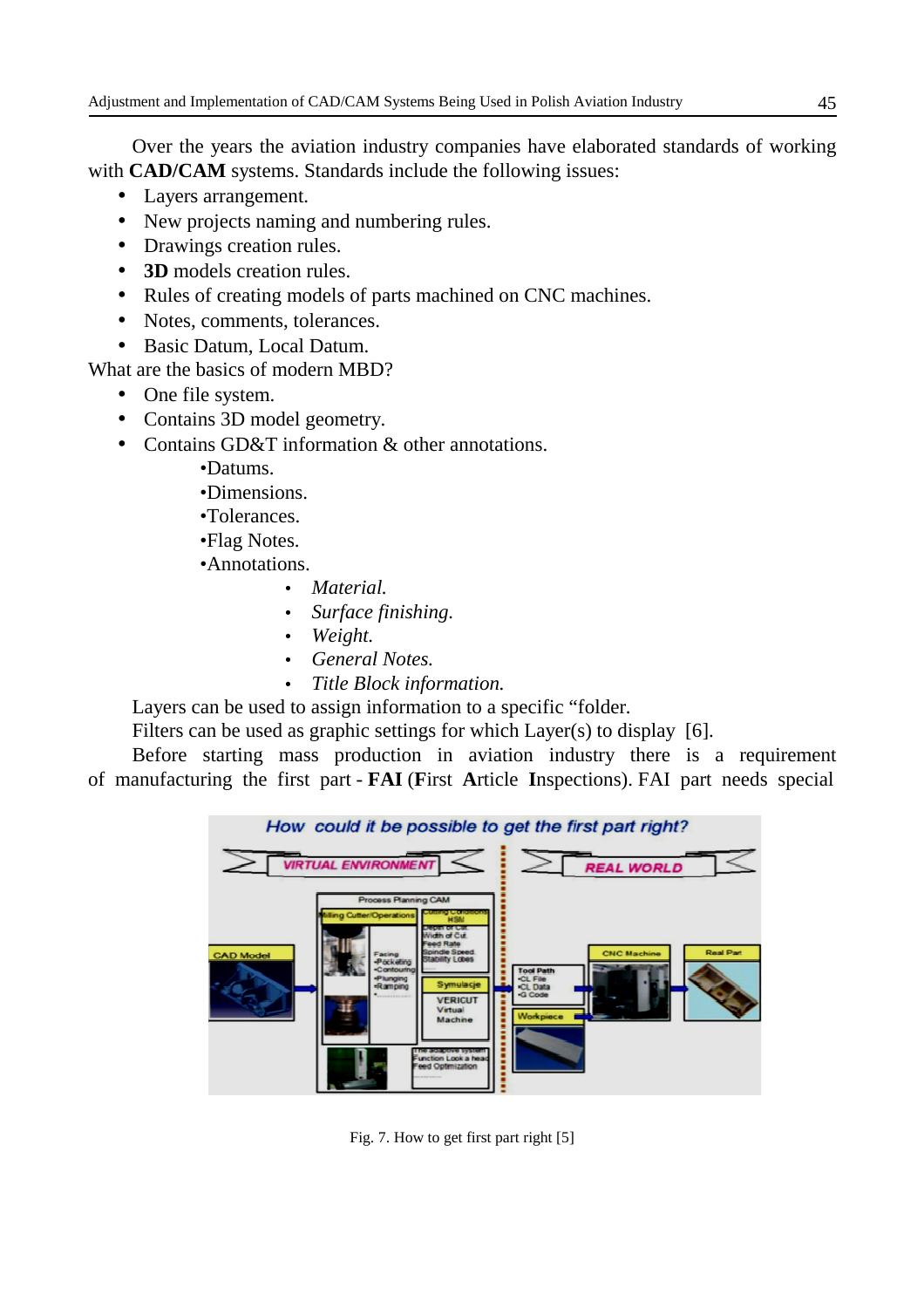Over the years the aviation industry companies have elaborated standards of working with **CAD/CAM** systems. Standards include the following issues:

- Layers arrangement.
- New projects naming and numbering rules.
- Drawings creation rules.
- **3D** models creation rules.
- Rules of creating models of parts machined on CNC machines.
- Notes, comments, tolerances.
- Basic Datum, Local Datum.

What are the basics of modern MBD?

- One file system.
- Contains 3D model geometry.
- Contains GD&T information & other annotations.
  - Datums.
  - Dimensions.
  - Tolerances.
  - Flag Notes.
  - Annotations.
    - *Material.*
    - *Surface finishing.*
    - *Weight.*
    - *General Notes.*
    - *Title Block information.*

Layers can be used to assign information to a specific "folder.

Filters can be used as graphic settings for which Layer(s) to display [6].

Before starting mass production in aviation industry there is a requirement of manufacturing the first part - **FAI** (**F**irst **A**rticle **I**nspections). FAI part needs special

Fig. 7. How to get first part right [5]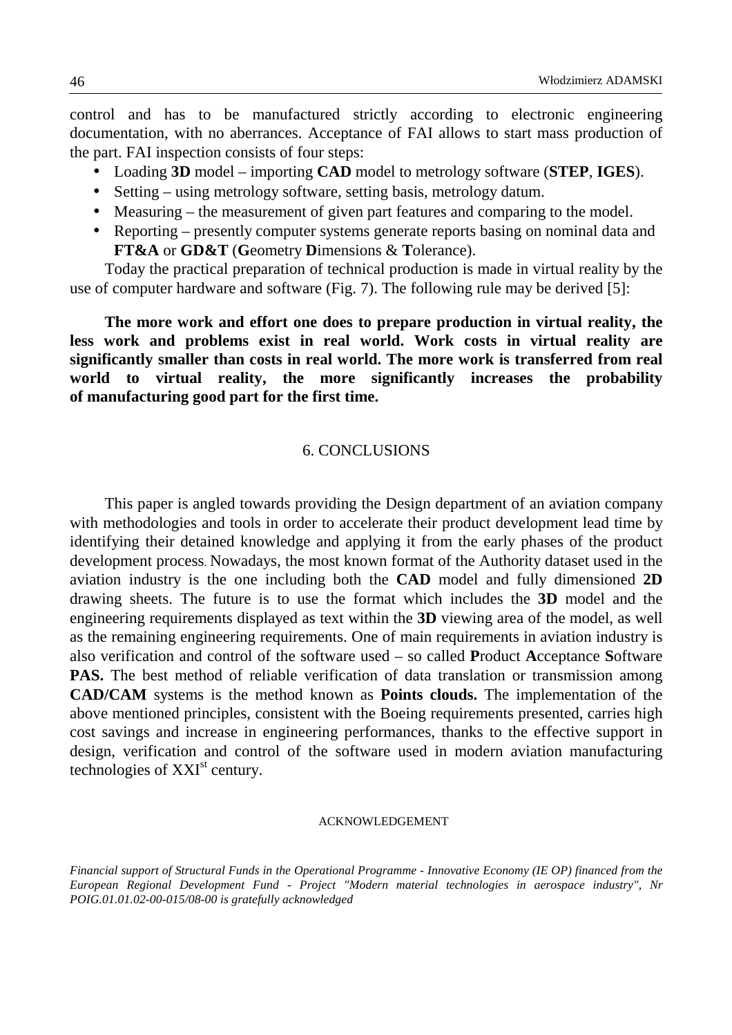control and has to be manufactured strictly according to electronic engineering documentation, with no aberrances. Acceptance of FAI allows to start mass production of the part. FAI inspection consists of four steps:

- Loading **3D** model – importing **CAD** model to metrology software (**STEP**, **IGES**).
- Setting – using metrology software, setting basis, metrology datum.
- Measuring – the measurement of given part features and comparing to the model.
- Reporting – presently computer systems generate reports basing on nominal data and **FT&A** or **GD&T** (**G**eometry **D**imensions & **T**olerance).

Today the practical preparation of technical production is made in virtual reality by the use of computer hardware and software (Fig. 7). The following rule may be derived [5]:

**The more work and effort one does to prepare production in virtual reality, the less work and problems exist in real world. Work costs in virtual reality are significantly smaller than costs in real world. The more work is transferred from real world to virtual reality, the more significantly increases the probability of manufacturing good part for the first time.**

## 6. CONCLUSIONS

This paper is angled towards providing the Design department of an aviation company with methodologies and tools in order to accelerate their product development lead time by identifying their detained knowledge and applying it from the early phases of the product development process. Nowadays, the most known format of the Authority dataset used in the aviation industry is the one including both the **CAD** model and fully dimensioned **2D** drawing sheets. The future is to use the format which includes the **3D** model and the engineering requirements displayed as text within the **3D** viewing area of the model, as well as the remaining engineering requirements. One of main requirements in aviation industry is also verification and control of the software used – so called **P**roduct **A**cceptance **S**oftware **PAS.** The best method of reliable verification of data translation or transmission among **CAD/CAM** systems is the method known as **Points clouds.** The implementation of the above mentioned principles, consistent with the Boeing requirements presented, carries high cost savings and increase in engineering performances, thanks to the effective support in design, verification and control of the software used in modern aviation manufacturing technologies of XXI[st] century.

### ACKNOWLEDGEMENT

*Financial support of Structural Funds in the Operational Programme - Innovative Economy (IE OP) financed from the European Regional Development Fund - Project "Modern material technologies in aerospace industry", Nr POIG.01.01.02-00-015/08-00 is gratefully acknowledged*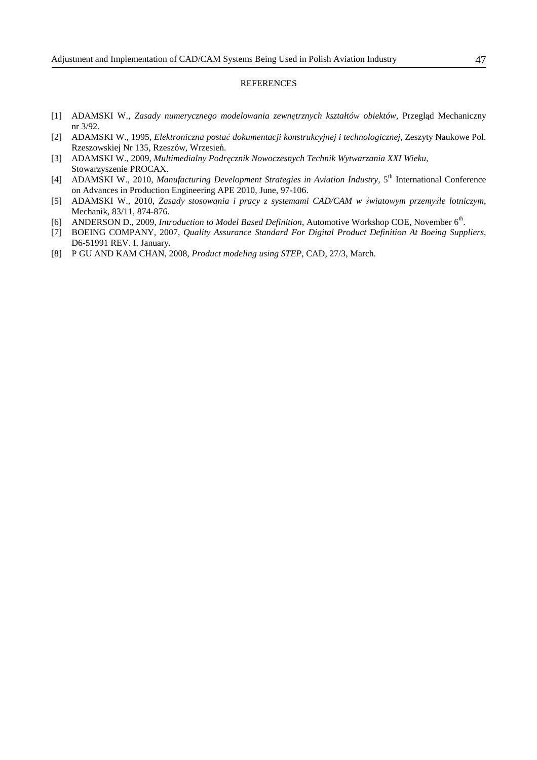## REFERENCES

[1] ADAMSKI W., *Zasady numerycznego modelowania zewnętrznych kształtów obiektów*, Przegląd Mechaniczny nr 3/92.

[2] ADAMSKI W., 1995, *Elektroniczna postać dokumentacji konstrukcyjnej i technologicznej*, Zeszyty Naukowe Pol. Rzeszowskiej Nr 135, Rzeszów, Wrzesień.

[3] ADAMSKI W., 2009, *Multimedialny Podręcznik Nowoczesnych Technik Wytwarzania XXI Wieku*, Stowarzyszenie PROCAX.

[4] ADAMSKI W., 2010, *Manufacturing Development Strategies in Aviation Industry*, 5th International Conference on Advances in Production Engineering APE 2010, June, 97-106.

[5] ADAMSKI W., 2010, *Zasady stosowania i pracy z systemami CAD/CAM w światowym przemyśle lotniczym*, Mechanik, 83/11, 874-876.

[6] ANDERSON D., 2009, *Introduction to Model Based Definition*, Automotive Workshop COE, November 6th.

[7] BOEING COMPANY, 2007, *Quality Assurance Standard For Digital Product Definition At Boeing Suppliers*, D6-51991 REV. I, January.

[8] P GU AND KAM CHAN, 2008, *Product modeling using STEP*, CAD, 27/3, March.